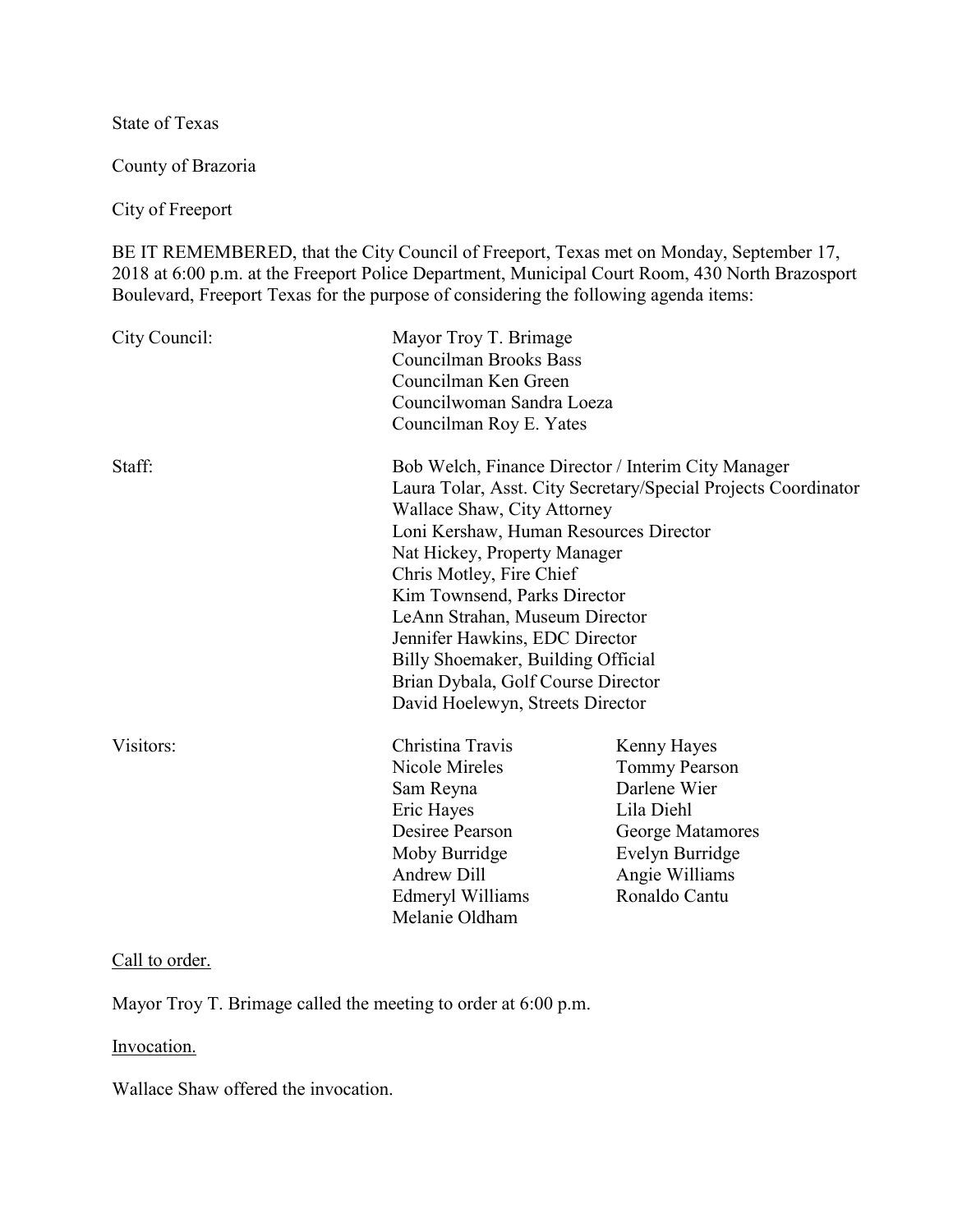State of Texas

County of Brazoria

City of Freeport

BE IT REMEMBERED, that the City Council of Freeport, Texas met on Monday, September 17, 2018 at 6:00 p.m. at the Freeport Police Department, Municipal Court Room, 430 North Brazosport Boulevard, Freeport Texas for the purpose of considering the following agenda items:

| | | |
|---|---|---|
| City Council: | Mayor Troy T. Brimage<br>Councilman Brooks Bass<br>Councilman Ken Green<br>Councilwoman Sandra Loeza<br>Councilman Roy E. Yates | |
| Staff: | Bob Welch, Finance Director / Interim City Manager<br>Laura Tolar, Asst. City Secretary/Special Projects Coordinator<br>Wallace Shaw, City Attorney<br>Loni Kershaw, Human Resources Director<br>Nat Hickey, Property Manager<br>Chris Motley, Fire Chief<br>Kim Townsend, Parks Director<br>LeAnn Strahan, Museum Director<br>Jennifer Hawkins, EDC Director<br>Billy Shoemaker, Building Official<br>Brian Dybala, Golf Course Director<br>David Hoelewyn, Streets Director | |
| Visitors: | Christina Travis<br>Nicole Mireles<br>Sam Reyna<br>Eric Hayes<br>Desiree Pearson<br>Moby Burridge<br>Andrew Dill<br>Edmeryl Williams<br>Melanie Oldham | Kenny Hayes<br>Tommy Pearson<br>Darlene Wier<br>Lila Diehl<br>George Matamores<br>Evelyn Burridge<br>Angie Williams<br>Ronaldo Cantu |

Call to order.

Mayor Troy T. Brimage called the meeting to order at 6:00 p.m.

Invocation.

Wallace Shaw offered the invocation.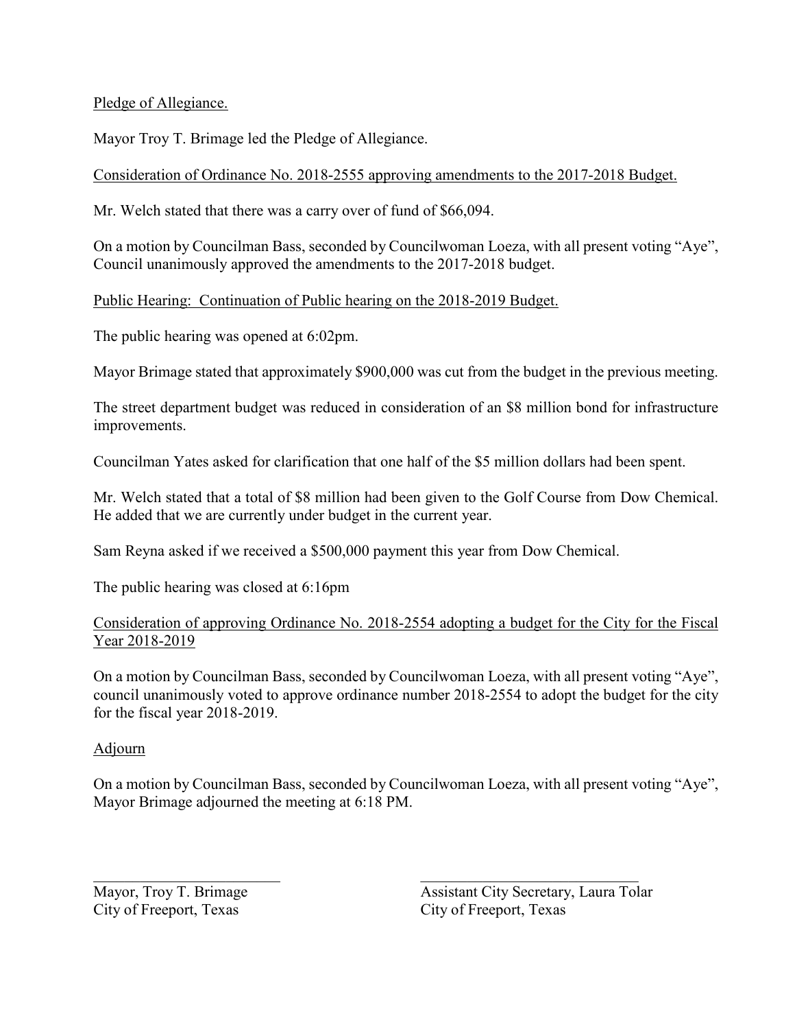Pledge of Allegiance.

Mayor Troy T. Brimage led the Pledge of Allegiance.

Consideration of Ordinance No. 2018-2555 approving amendments to the 2017-2018 Budget.

Mr. Welch stated that there was a carry over of fund of $66,094.

On a motion by Councilman Bass, seconded by Councilwoman Loeza, with all present voting "Aye", Council unanimously approved the amendments to the 2017-2018 budget.

Public Hearing: Continuation of Public hearing on the 2018-2019 Budget.

The public hearing was opened at 6:02pm.

Mayor Brimage stated that approximately $900,000 was cut from the budget in the previous meeting.

The street department budget was reduced in consideration of an $8 million bond for infrastructure improvements.

Councilman Yates asked for clarification that one half of the $5 million dollars had been spent.

Mr. Welch stated that a total of $8 million had been given to the Golf Course from Dow Chemical. He added that we are currently under budget in the current year.

Sam Reyna asked if we received a $500,000 payment this year from Dow Chemical.

The public hearing was closed at 6:16pm

Consideration of approving Ordinance No. 2018-2554 adopting a budget for the City for the Fiscal Year 2018-2019

On a motion by Councilman Bass, seconded by Councilwoman Loeza, with all present voting "Aye", council unanimously voted to approve ordinance number 2018-2554 to adopt the budget for the city for the fiscal year 2018-2019.

Adjourn

On a motion by Councilman Bass, seconded by Councilwoman Loeza, with all present voting "Aye", Mayor Brimage adjourned the meeting at 6:18 PM.

______________________
Mayor, Troy T. Brimage
City of Freeport, Texas

______________________
Assistant City Secretary, Laura Tolar
City of Freeport, Texas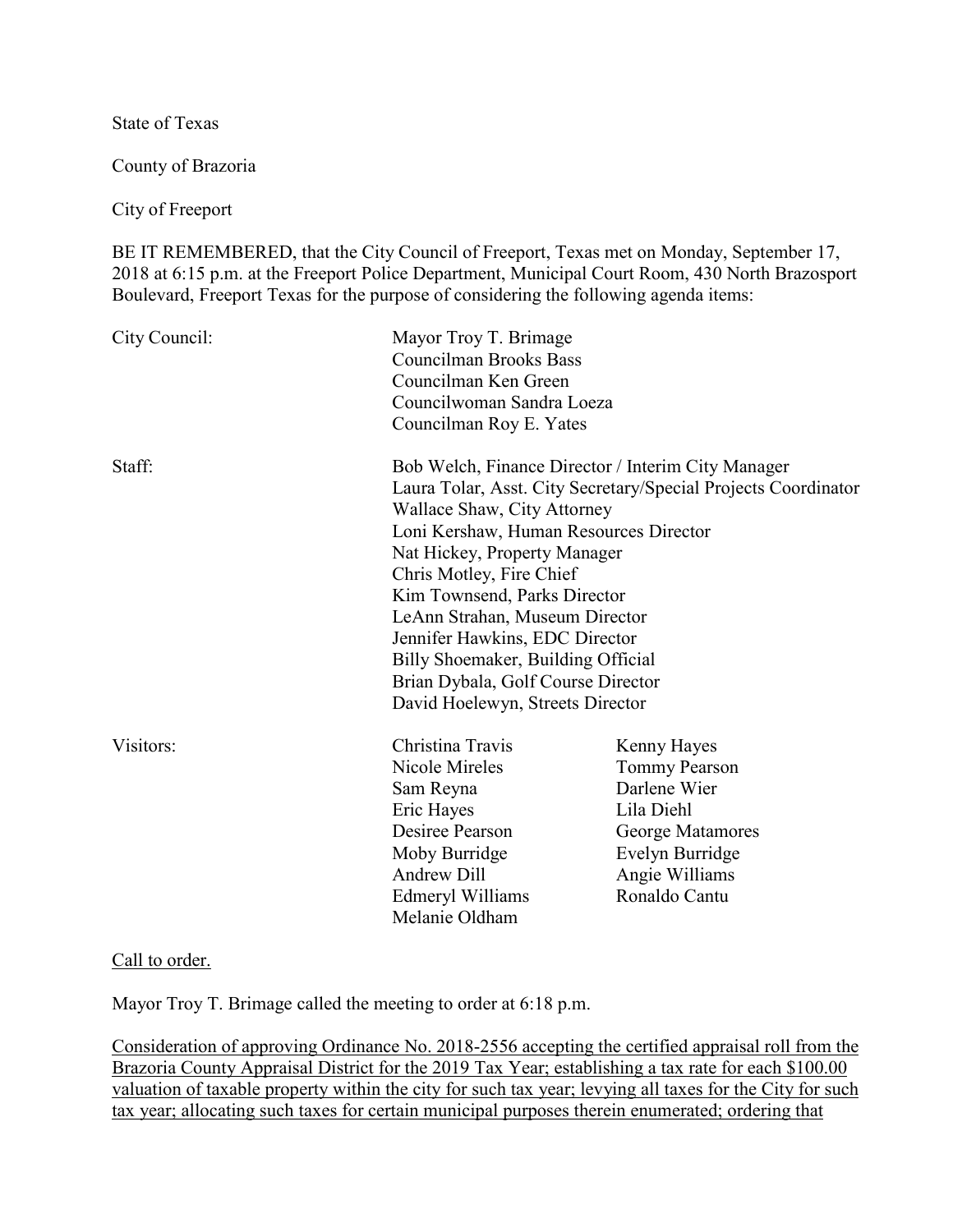State of Texas

County of Brazoria

City of Freeport

BE IT REMEMBERED, that the City Council of Freeport, Texas met on Monday, September 17, 2018 at 6:15 p.m. at the Freeport Police Department, Municipal Court Room, 430 North Brazosport Boulevard, Freeport Texas for the purpose of considering the following agenda items:

| | | |
|---|---|---|
| City Council: | Mayor Troy T. Brimage<br>Councilman Brooks Bass<br>Councilman Ken Green<br>Councilwoman Sandra Loeza<br>Councilman Roy E. Yates | |
| Staff: | Bob Welch, Finance Director / Interim City Manager<br>Laura Tolar, Asst. City Secretary/Special Projects Coordinator<br>Wallace Shaw, City Attorney<br>Loni Kershaw, Human Resources Director<br>Nat Hickey, Property Manager<br>Chris Motley, Fire Chief<br>Kim Townsend, Parks Director<br>LeAnn Strahan, Museum Director<br>Jennifer Hawkins, EDC Director<br>Billy Shoemaker, Building Official<br>Brian Dybala, Golf Course Director<br>David Hoelewyn, Streets Director | |
| Visitors: | Christina Travis<br>Nicole Mireles<br>Sam Reyna<br>Eric Hayes<br>Desiree Pearson<br>Moby Burridge<br>Andrew Dill<br>Edmeryl Williams<br>Melanie Oldham | Kenny Hayes<br>Tommy Pearson<br>Darlene Wier<br>Lila Diehl<br>George Matamores<br>Evelyn Burridge<br>Angie Williams<br>Ronaldo Cantu |

Call to order.

Mayor Troy T. Brimage called the meeting to order at 6:18 p.m.

Consideration of approving Ordinance No. 2018-2556 accepting the certified appraisal roll from the Brazoria County Appraisal District for the 2019 Tax Year; establishing a tax rate for each $100.00 valuation of taxable property within the city for such tax year; levying all taxes for the City for such tax year; allocating such taxes for certain municipal purposes therein enumerated; ordering that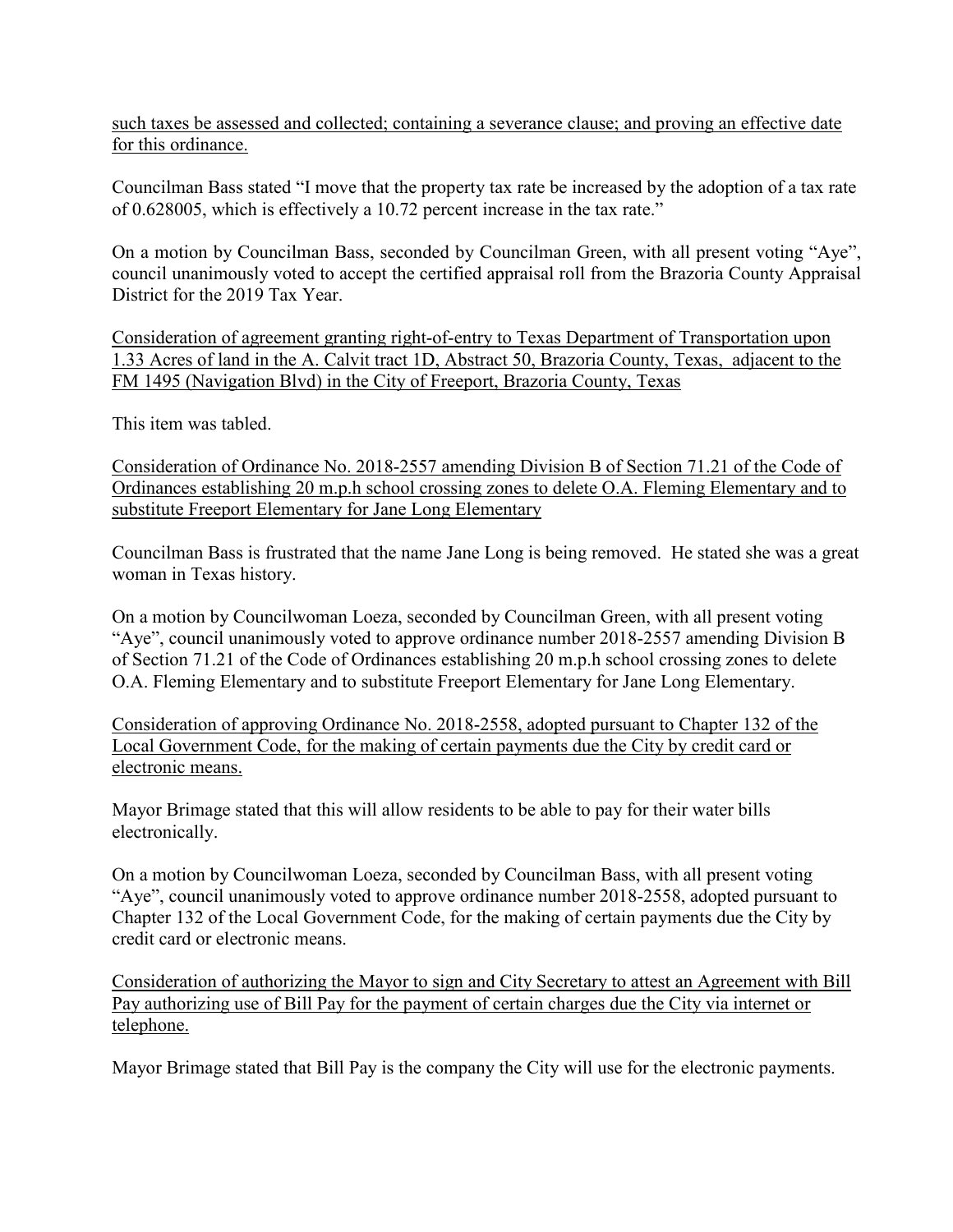such taxes be assessed and collected; containing a severance clause; and proving an effective date for this ordinance.

Councilman Bass stated "I move that the property tax rate be increased by the adoption of a tax rate of 0.628005, which is effectively a 10.72 percent increase in the tax rate."

On a motion by Councilman Bass, seconded by Councilman Green, with all present voting "Aye", council unanimously voted to accept the certified appraisal roll from the Brazoria County Appraisal District for the 2019 Tax Year.

Consideration of agreement granting right-of-entry to Texas Department of Transportation upon 1.33 Acres of land in the A. Calvit tract 1D, Abstract 50, Brazoria County, Texas, adjacent to the FM 1495 (Navigation Blvd) in the City of Freeport, Brazoria County, Texas

This item was tabled.

Consideration of Ordinance No. 2018-2557 amending Division B of Section 71.21 of the Code of Ordinances establishing 20 m.p.h school crossing zones to delete O.A. Fleming Elementary and to substitute Freeport Elementary for Jane Long Elementary

Councilman Bass is frustrated that the name Jane Long is being removed. He stated she was a great woman in Texas history.

On a motion by Councilwoman Loeza, seconded by Councilman Green, with all present voting "Aye", council unanimously voted to approve ordinance number 2018-2557 amending Division B of Section 71.21 of the Code of Ordinances establishing 20 m.p.h school crossing zones to delete O.A. Fleming Elementary and to substitute Freeport Elementary for Jane Long Elementary.

Consideration of approving Ordinance No. 2018-2558, adopted pursuant to Chapter 132 of the Local Government Code, for the making of certain payments due the City by credit card or electronic means.

Mayor Brimage stated that this will allow residents to be able to pay for their water bills electronically.

On a motion by Councilwoman Loeza, seconded by Councilman Bass, with all present voting "Aye", council unanimously voted to approve ordinance number 2018-2558, adopted pursuant to Chapter 132 of the Local Government Code, for the making of certain payments due the City by credit card or electronic means.

Consideration of authorizing the Mayor to sign and City Secretary to attest an Agreement with Bill Pay authorizing use of Bill Pay for the payment of certain charges due the City via internet or telephone.

Mayor Brimage stated that Bill Pay is the company the City will use for the electronic payments.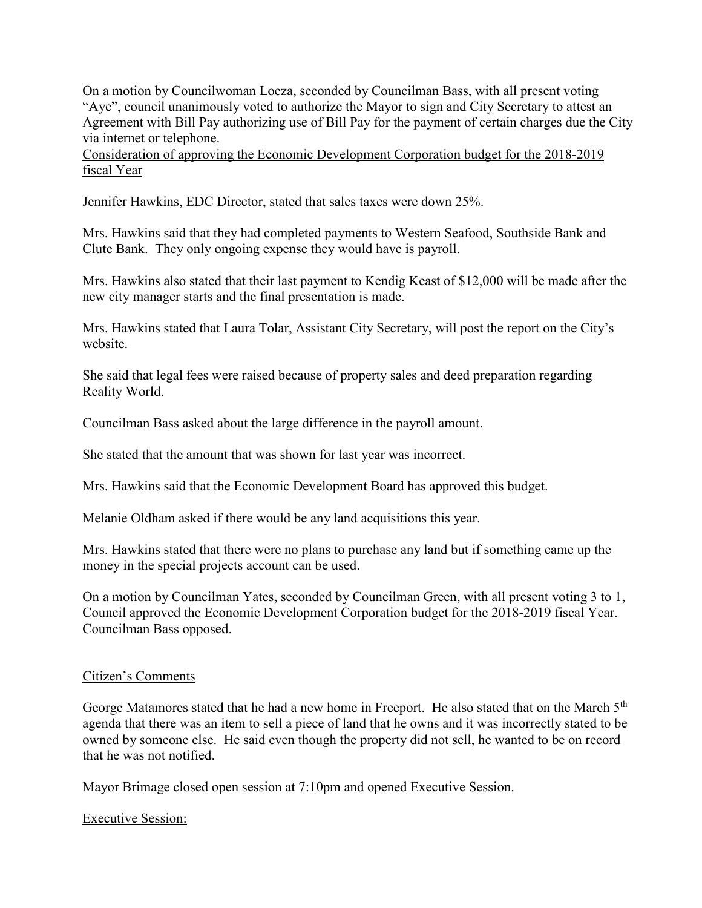On a motion by Councilwoman Loeza, seconded by Councilman Bass, with all present voting "Aye", council unanimously voted to authorize the Mayor to sign and City Secretary to attest an Agreement with Bill Pay authorizing use of Bill Pay for the payment of certain charges due the City via internet or telephone.

<u>Consideration of approving the Economic Development Corporation budget for the 2018-2019 fiscal Year</u>

Jennifer Hawkins, EDC Director, stated that sales taxes were down 25%.

Mrs. Hawkins said that they had completed payments to Western Seafood, Southside Bank and Clute Bank. They only ongoing expense they would have is payroll.

Mrs. Hawkins also stated that their last payment to Kendig Keast of $12,000 will be made after the new city manager starts and the final presentation is made.

Mrs. Hawkins stated that Laura Tolar, Assistant City Secretary, will post the report on the City's website.

She said that legal fees were raised because of property sales and deed preparation regarding Reality World.

Councilman Bass asked about the large difference in the payroll amount.

She stated that the amount that was shown for last year was incorrect.

Mrs. Hawkins said that the Economic Development Board has approved this budget.

Melanie Oldham asked if there would be any land acquisitions this year.

Mrs. Hawkins stated that there were no plans to purchase any land but if something came up the money in the special projects account can be used.

On a motion by Councilman Yates, seconded by Councilman Green, with all present voting 3 to 1, Council approved the Economic Development Corporation budget for the 2018-2019 fiscal Year. Councilman Bass opposed.

<u>Citizen's Comments</u>

George Matamores stated that he had a new home in Freeport. He also stated that on the March 5th agenda that there was an item to sell a piece of land that he owns and it was incorrectly stated to be owned by someone else. He said even though the property did not sell, he wanted to be on record that he was not notified.

Mayor Brimage closed open session at 7:10pm and opened Executive Session.

<u>Executive Session:</u>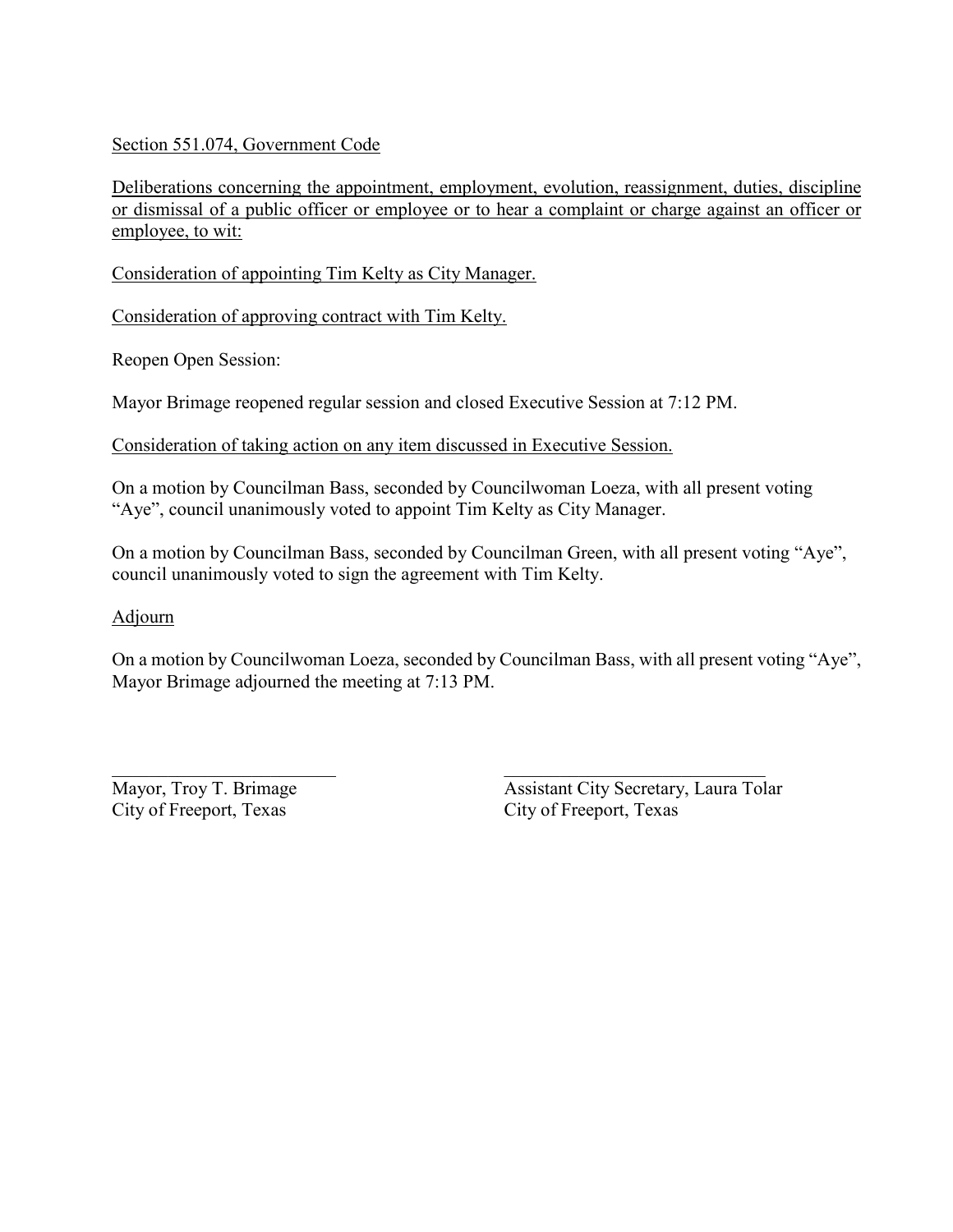Section 551.074, Government Code

Deliberations concerning the appointment, employment, evolution, reassignment, duties, discipline or dismissal of a public officer or employee or to hear a complaint or charge against an officer or employee, to wit:

Consideration of appointing Tim Kelty as City Manager.

Consideration of approving contract with Tim Kelty.

Reopen Open Session:

Mayor Brimage reopened regular session and closed Executive Session at 7:12 PM.

Consideration of taking action on any item discussed in Executive Session.

On a motion by Councilman Bass, seconded by Councilwoman Loeza, with all present voting "Aye", council unanimously voted to appoint Tim Kelty as City Manager.

On a motion by Councilman Bass, seconded by Councilman Green, with all present voting "Aye", council unanimously voted to sign the agreement with Tim Kelty.

Adjourn

On a motion by Councilwoman Loeza, seconded by Councilman Bass, with all present voting "Aye", Mayor Brimage adjourned the meeting at 7:13 PM.

_______________________
Mayor, Troy T. Brimage
City of Freeport, Texas

_______________________
Assistant City Secretary, Laura Tolar
City of Freeport, Texas